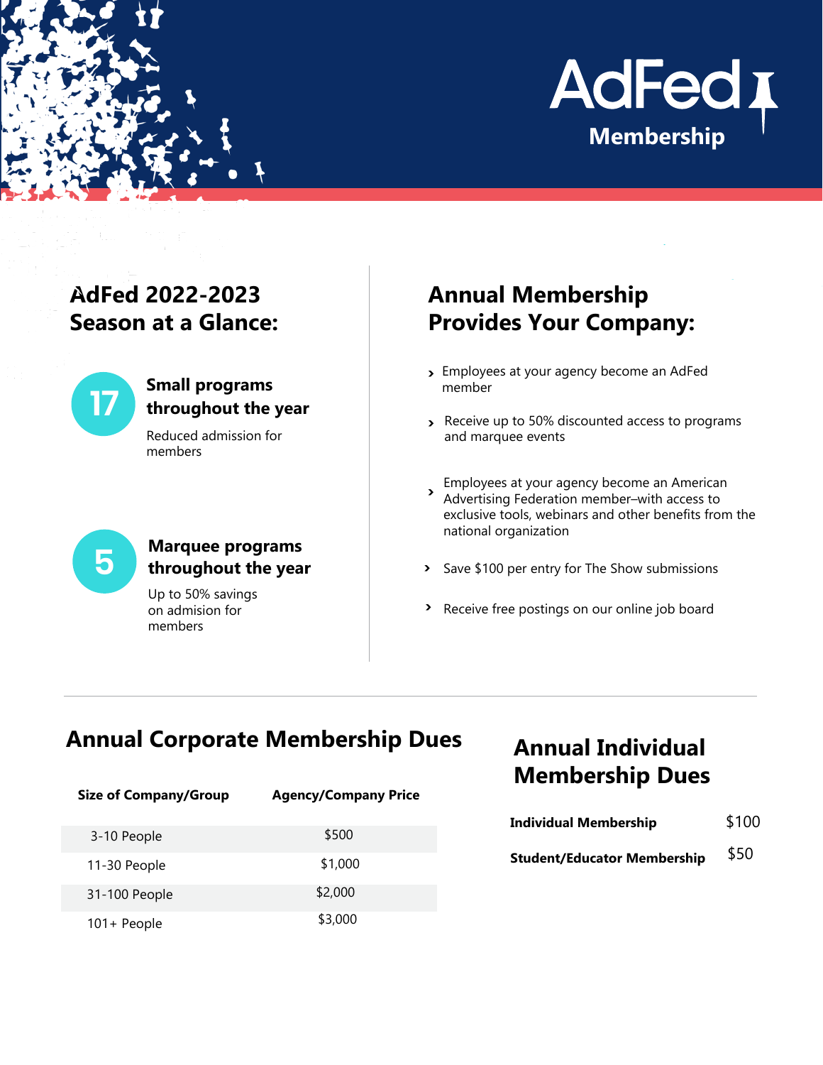# AdFed Membership

## AdFed 2022-2023 Season at a Glance:

**17** — **Small programs throughout the year**

Reduced admission for members

**5** — **Marquee programs throughout the year**

Up to 50% savings on admision for members

## Annual Membership Provides Your Company:

- Employees at your agency become an AdFed member
- Receive up to 50% discounted access to programs and marquee events
- Employees at your agency become an American Advertising Federation member–with access to exclusive tools, webinars and other benefits from the national organization
- Save $100 per entry for The Show submissions
- Receive free postings on our online job board

## Annual Corporate Membership Dues

| Size of Company/Group | Agency/Company Price |
| --- | --- |
| 3-10 People | $500 |
| 11-30 People | $1,000 |
| 31-100 People | $2,000 |
| 101+ People | $3,000 |

## Annual Individual Membership Dues

| | |
| --- | --- |
| **Individual Membership** | $100 |
| **Student/Educator Membership** | $50 |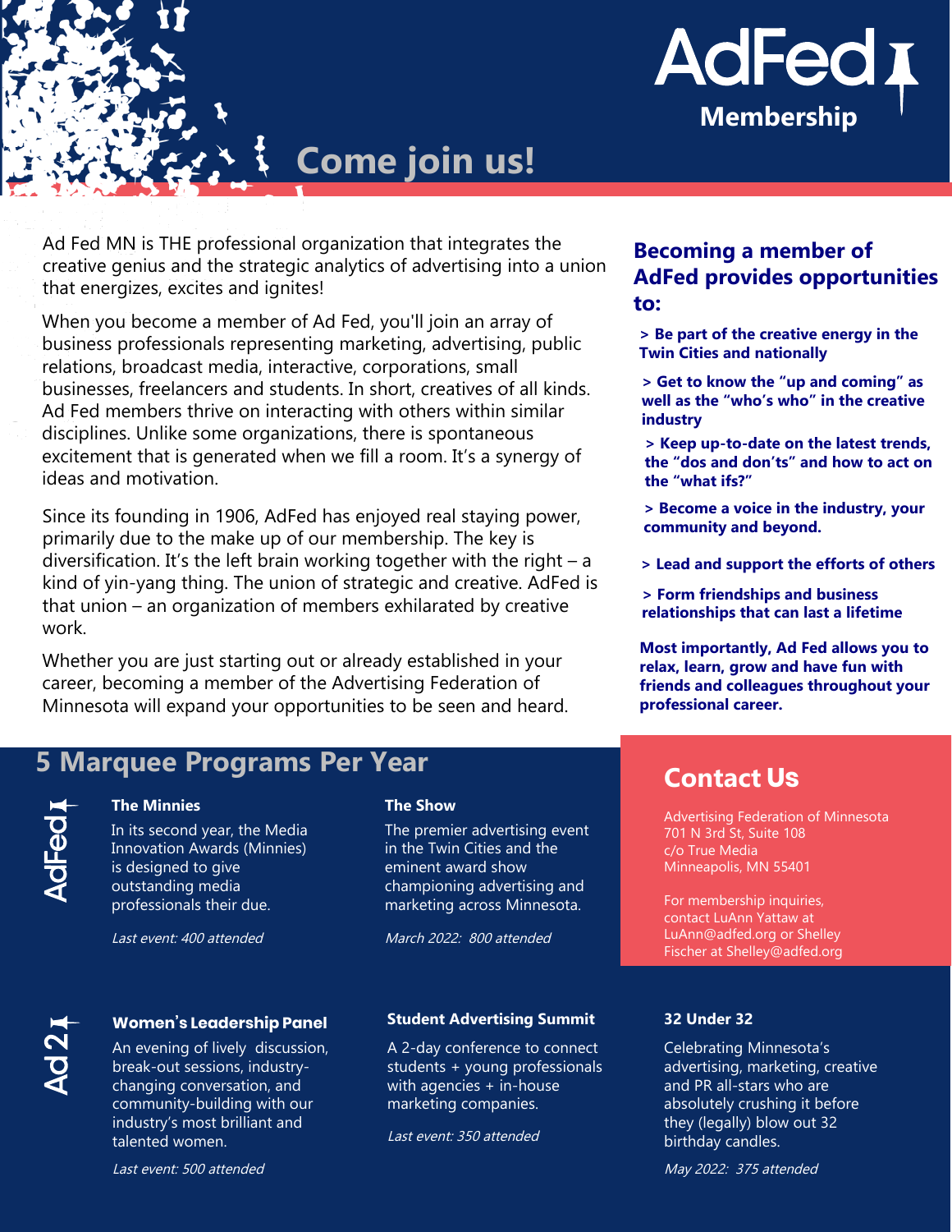# AdFed Membership

## Come join us!

Ad Fed MN is THE professional organization that integrates the creative genius and the strategic analytics of advertising into a union that energizes, excites and ignites!

When you become a member of Ad Fed, you'll join an array of business professionals representing marketing, advertising, public relations, broadcast media, interactive, corporations, small businesses, freelancers and students. In short, creatives of all kinds. Ad Fed members thrive on interacting with others within similar disciplines. Unlike some organizations, there is spontaneous excitement that is generated when we fill a room. It's a synergy of ideas and motivation.

Since its founding in 1906, AdFed has enjoyed real staying power, primarily due to the make up of our membership. The key is diversification. It's the left brain working together with the right – a kind of yin-yang thing. The union of strategic and creative. AdFed is that union – an organization of members exhilarated by creative work.

Whether you are just starting out or already established in your career, becoming a member of the Advertising Federation of Minnesota will expand your opportunities to be seen and heard.

### Becoming a member of AdFed provides opportunities to:

**> Be part of the creative energy in the Twin Cities and nationally**

**> Get to know the "up and coming" as well as the "who's who" in the creative industry**

**> Keep up-to-date on the latest trends, the "dos and don'ts" and how to act on the "what ifs?"**

**> Become a voice in the industry, your community and beyond.**

**> Lead and support the efforts of others**

**> Form friendships and business relationships that can last a lifetime**

**Most importantly, Ad Fed allows you to relax, learn, grow and have fun with friends and colleagues throughout your professional career.**

## 5 Marquee Programs Per Year

AdFed

**The Minnies**

In its second year, the Media Innovation Awards (Minnies) is designed to give outstanding media professionals their due.

*Last event: 400 attended*

**The Show**

The premier advertising event in the Twin Cities and the eminent award show championing advertising and marketing across Minnesota.

*March 2022: 800 attended*

Ad2

**Women's Leadership Panel**

An evening of lively discussion, break-out sessions, industry-changing conversation, and community-building with our industry's most brilliant and talented women.

*Last event: 500 attended*

**Student Advertising Summit**

A 2-day conference to connect students + young professionals with agencies + in-house marketing companies.

*Last event: 350 attended*

**32 Under 32**

Celebrating Minnesota's advertising, marketing, creative and PR all-stars who are absolutely crushing it before they (legally) blow out 32 birthday candles.

*May 2022: 375 attended*

## Contact Us

Advertising Federation of Minnesota
701 N 3rd St, Suite 108
c/o True Media
Minneapolis, MN 55401

For membership inquiries, contact LuAnn Yattaw at LuAnn@adfed.org or Shelley Fischer at Shelley@adfed.org